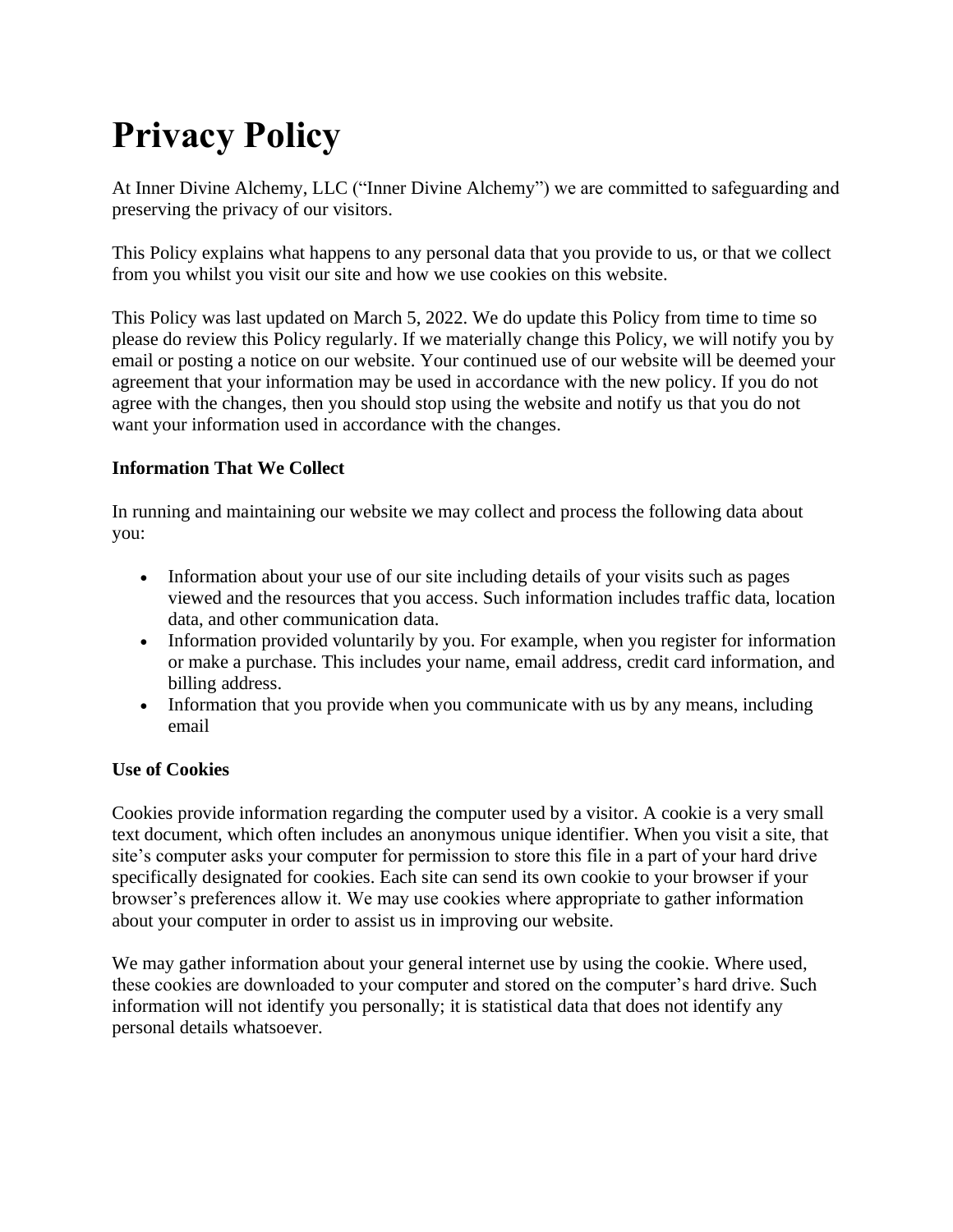# Privacy Policy

At Inner Divine Alchemy, LLC ("Inner Divine Alchemy") we are committed to safeguarding and preserving the privacy of our visitors.

This Policy explains what happens to any personal data that you provide to us, or that we collect from you whilst you visit our site and how we use cookies on this website.

This Policy was last updated on March 5, 2022. We do update this Policy from time to time so please do review this Policy regularly. If we materially change this Policy, we will notify you by email or posting a notice on our website. Your continued use of our website will be deemed your agreement that your information may be used in accordance with the new policy. If you do not agree with the changes, then you should stop using the website and notify us that you do not want your information used in accordance with the changes.

**Information That We Collect**

In running and maintaining our website we may collect and process the following data about you:

- Information about your use of our site including details of your visits such as pages viewed and the resources that you access. Such information includes traffic data, location data, and other communication data.
- Information provided voluntarily by you. For example, when you register for information or make a purchase. This includes your name, email address, credit card information, and billing address.
- Information that you provide when you communicate with us by any means, including email

**Use of Cookies**

Cookies provide information regarding the computer used by a visitor. A cookie is a very small text document, which often includes an anonymous unique identifier. When you visit a site, that site's computer asks your computer for permission to store this file in a part of your hard drive specifically designated for cookies. Each site can send its own cookie to your browser if your browser's preferences allow it. We may use cookies where appropriate to gather information about your computer in order to assist us in improving our website.

We may gather information about your general internet use by using the cookie. Where used, these cookies are downloaded to your computer and stored on the computer's hard drive. Such information will not identify you personally; it is statistical data that does not identify any personal details whatsoever.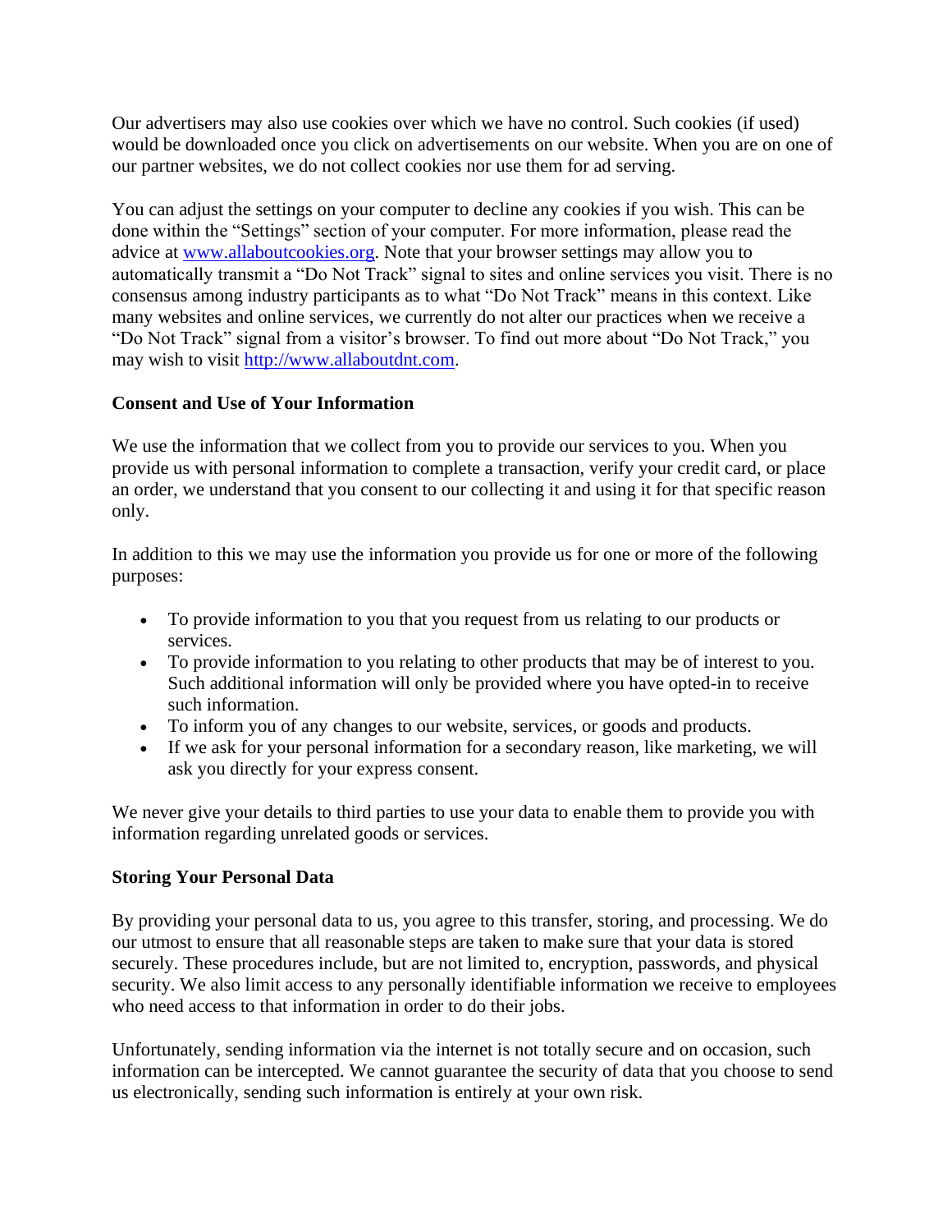Our advertisers may also use cookies over which we have no control. Such cookies (if used) would be downloaded once you click on advertisements on our website. When you are on one of our partner websites, we do not collect cookies nor use them for ad serving.

You can adjust the settings on your computer to decline any cookies if you wish. This can be done within the "Settings" section of your computer. For more information, please read the advice at [www.allaboutcookies.org](http://www.allaboutcookies.org). Note that your browser settings may allow you to automatically transmit a "Do Not Track" signal to sites and online services you visit. There is no consensus among industry participants as to what "Do Not Track" means in this context. Like many websites and online services, we currently do not alter our practices when we receive a "Do Not Track" signal from a visitor's browser. To find out more about "Do Not Track," you may wish to visit [http://www.allaboutdnt.com](http://www.allaboutdnt.com).

**Consent and Use of Your Information**

We use the information that we collect from you to provide our services to you. When you provide us with personal information to complete a transaction, verify your credit card, or place an order, we understand that you consent to our collecting it and using it for that specific reason only.

In addition to this we may use the information you provide us for one or more of the following purposes:

- To provide information to you that you request from us relating to our products or services.
- To provide information to you relating to other products that may be of interest to you. Such additional information will only be provided where you have opted-in to receive such information.
- To inform you of any changes to our website, services, or goods and products.
- If we ask for your personal information for a secondary reason, like marketing, we will ask you directly for your express consent.

We never give your details to third parties to use your data to enable them to provide you with information regarding unrelated goods or services.

**Storing Your Personal Data**

By providing your personal data to us, you agree to this transfer, storing, and processing. We do our utmost to ensure that all reasonable steps are taken to make sure that your data is stored securely. These procedures include, but are not limited to, encryption, passwords, and physical security. We also limit access to any personally identifiable information we receive to employees who need access to that information in order to do their jobs.

Unfortunately, sending information via the internet is not totally secure and on occasion, such information can be intercepted. We cannot guarantee the security of data that you choose to send us electronically, sending such information is entirely at your own risk.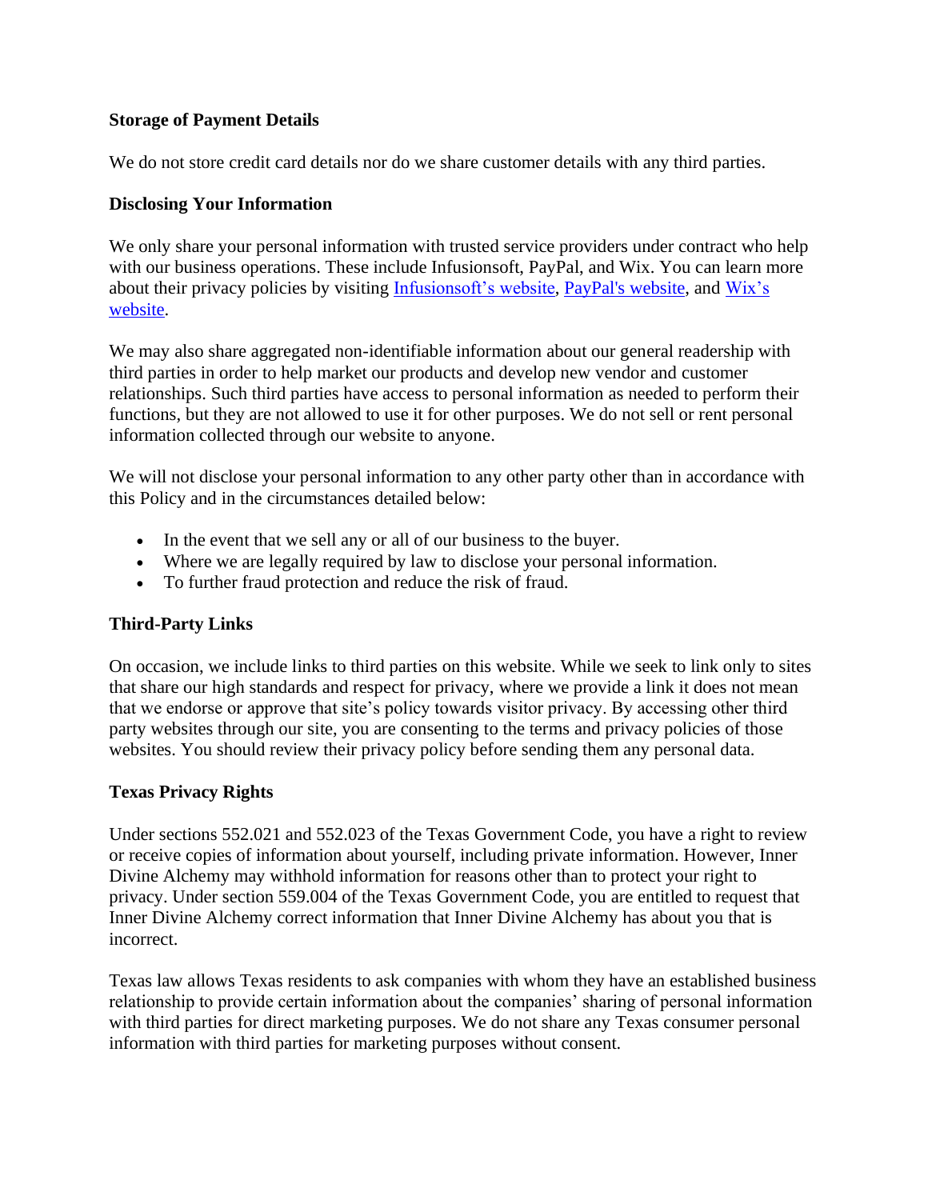**Storage of Payment Details**

We do not store credit card details nor do we share customer details with any third parties.

**Disclosing Your Information**

We only share your personal information with trusted service providers under contract who help with our business operations. These include Infusionsoft, PayPal, and Wix. You can learn more about their privacy policies by visiting [Infusionsoft's website](), [PayPal's website](), and [Wix's website]().

We may also share aggregated non-identifiable information about our general readership with third parties in order to help market our products and develop new vendor and customer relationships. Such third parties have access to personal information as needed to perform their functions, but they are not allowed to use it for other purposes. We do not sell or rent personal information collected through our website to anyone.

We will not disclose your personal information to any other party other than in accordance with this Policy and in the circumstances detailed below:

- In the event that we sell any or all of our business to the buyer.
- Where we are legally required by law to disclose your personal information.
- To further fraud protection and reduce the risk of fraud.

**Third-Party Links**

On occasion, we include links to third parties on this website. While we seek to link only to sites that share our high standards and respect for privacy, where we provide a link it does not mean that we endorse or approve that site's policy towards visitor privacy. By accessing other third party websites through our site, you are consenting to the terms and privacy policies of those websites. You should review their privacy policy before sending them any personal data.

**Texas Privacy Rights**

Under sections 552.021 and 552.023 of the Texas Government Code, you have a right to review or receive copies of information about yourself, including private information. However, Inner Divine Alchemy may withhold information for reasons other than to protect your right to privacy. Under section 559.004 of the Texas Government Code, you are entitled to request that Inner Divine Alchemy correct information that Inner Divine Alchemy has about you that is incorrect.

Texas law allows Texas residents to ask companies with whom they have an established business relationship to provide certain information about the companies' sharing of personal information with third parties for direct marketing purposes. We do not share any Texas consumer personal information with third parties for marketing purposes without consent.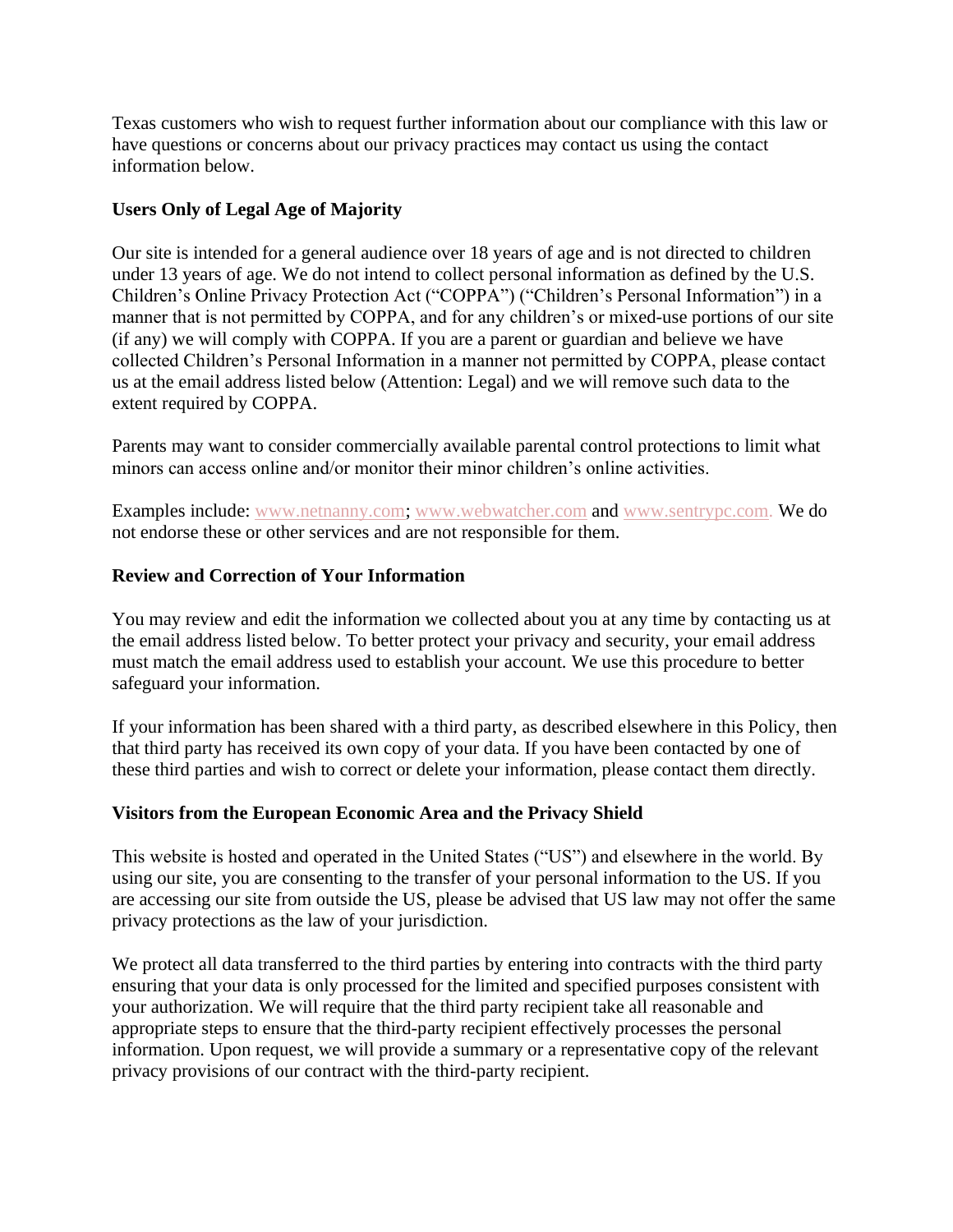Texas customers who wish to request further information about our compliance with this law or have questions or concerns about our privacy practices may contact us using the contact information below.

**Users Only of Legal Age of Majority**

Our site is intended for a general audience over 18 years of age and is not directed to children under 13 years of age. We do not intend to collect personal information as defined by the U.S. Children's Online Privacy Protection Act ("COPPA") ("Children's Personal Information") in a manner that is not permitted by COPPA, and for any children's or mixed-use portions of our site (if any) we will comply with COPPA. If you are a parent or guardian and believe we have collected Children's Personal Information in a manner not permitted by COPPA, please contact us at the email address listed below (Attention: Legal) and we will remove such data to the extent required by COPPA.

Parents may want to consider commercially available parental control protections to limit what minors can access online and/or monitor their minor children's online activities.

Examples include: www.netnanny.com; www.webwatcher.com and www.sentrypc.com. We do not endorse these or other services and are not responsible for them.

**Review and Correction of Your Information**

You may review and edit the information we collected about you at any time by contacting us at the email address listed below. To better protect your privacy and security, your email address must match the email address used to establish your account. We use this procedure to better safeguard your information.

If your information has been shared with a third party, as described elsewhere in this Policy, then that third party has received its own copy of your data. If you have been contacted by one of these third parties and wish to correct or delete your information, please contact them directly.

**Visitors from the European Economic Area and the Privacy Shield**

This website is hosted and operated in the United States ("US") and elsewhere in the world. By using our site, you are consenting to the transfer of your personal information to the US. If you are accessing our site from outside the US, please be advised that US law may not offer the same privacy protections as the law of your jurisdiction.

We protect all data transferred to the third parties by entering into contracts with the third party ensuring that your data is only processed for the limited and specified purposes consistent with your authorization. We will require that the third party recipient take all reasonable and appropriate steps to ensure that the third-party recipient effectively processes the personal information. Upon request, we will provide a summary or a representative copy of the relevant privacy provisions of our contract with the third-party recipient.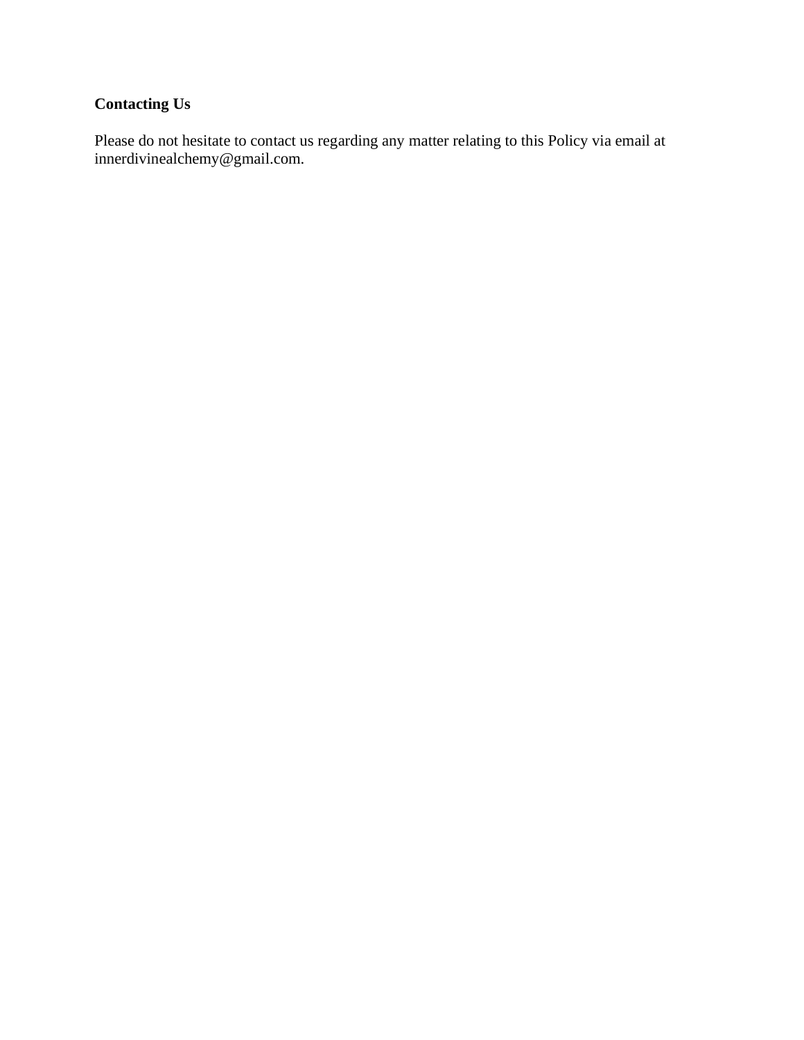**Contacting Us**

Please do not hesitate to contact us regarding any matter relating to this Policy via email at innerdivinealchemy@gmail.com.